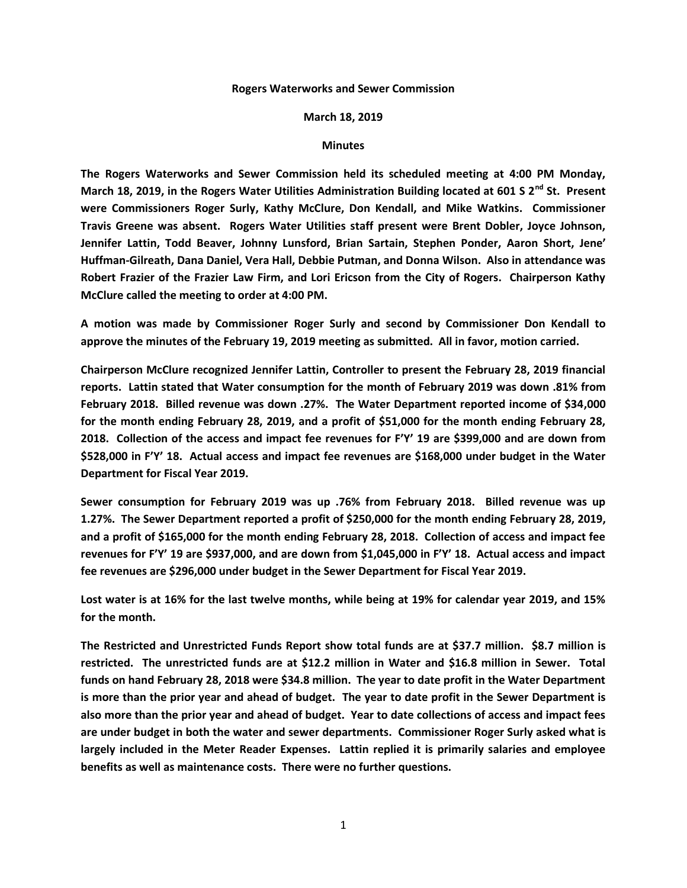**Rogers Waterworks and Sewer Commission**

**March 18, 2019**

**Minutes**

**The Rogers Waterworks and Sewer Commission held its scheduled meeting at 4:00 PM Monday, March 18, 2019, in the Rogers Water Utilities Administration Building located at 601 S 2nd St. Present were Commissioners Roger Surly, Kathy McClure, Don Kendall, and Mike Watkins. Commissioner Travis Greene was absent. Rogers Water Utilities staff present were Brent Dobler, Joyce Johnson, Jennifer Lattin, Todd Beaver, Johnny Lunsford, Brian Sartain, Stephen Ponder, Aaron Short, Jene' Huffman-Gilreath, Dana Daniel, Vera Hall, Debbie Putman, and Donna Wilson. Also in attendance was Robert Frazier of the Frazier Law Firm, and Lori Ericson from the City of Rogers. Chairperson Kathy McClure called the meeting to order at 4:00 PM.**

**A motion was made by Commissioner Roger Surly and second by Commissioner Don Kendall to approve the minutes of the February 19, 2019 meeting as submitted. All in favor, motion carried.**

**Chairperson McClure recognized Jennifer Lattin, Controller to present the February 28, 2019 financial reports. Lattin stated that Water consumption for the month of February 2019 was down .81% from February 2018. Billed revenue was down .27%. The Water Department reported income of $34,000 for the month ending February 28, 2019, and a profit of $51,000 for the month ending February 28, 2018. Collection of the access and impact fee revenues for F'Y' 19 are $399,000 and are down from $528,000 in F'Y' 18. Actual access and impact fee revenues are $168,000 under budget in the Water Department for Fiscal Year 2019.**

**Sewer consumption for February 2019 was up .76% from February 2018. Billed revenue was up 1.27%. The Sewer Department reported a profit of $250,000 for the month ending February 28, 2019, and a profit of $165,000 for the month ending February 28, 2018. Collection of access and impact fee revenues for F'Y' 19 are $937,000, and are down from $1,045,000 in F'Y' 18. Actual access and impact fee revenues are $296,000 under budget in the Sewer Department for Fiscal Year 2019.**

**Lost water is at 16% for the last twelve months, while being at 19% for calendar year 2019, and 15% for the month.**

**The Restricted and Unrestricted Funds Report show total funds are at $37.7 million. $8.7 million is restricted. The unrestricted funds are at $12.2 million in Water and $16.8 million in Sewer. Total funds on hand February 28, 2018 were $34.8 million. The year to date profit in the Water Department is more than the prior year and ahead of budget. The year to date profit in the Sewer Department is also more than the prior year and ahead of budget. Year to date collections of access and impact fees are under budget in both the water and sewer departments. Commissioner Roger Surly asked what is largely included in the Meter Reader Expenses. Lattin replied it is primarily salaries and employee benefits as well as maintenance costs. There were no further questions.**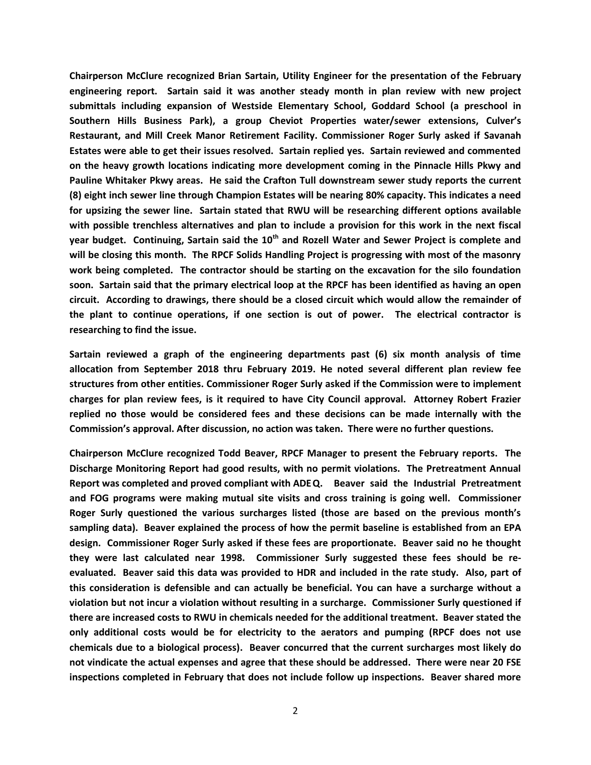**Chairperson McClure recognized Brian Sartain, Utility Engineer for the presentation of the February engineering report. Sartain said it was another steady month in plan review with new project submittals including expansion of Westside Elementary School, Goddard School (a preschool in Southern Hills Business Park), a group Cheviot Properties water/sewer extensions, Culver's Restaurant, and Mill Creek Manor Retirement Facility. Commissioner Roger Surly asked if Savanah Estates were able to get their issues resolved. Sartain replied yes. Sartain reviewed and commented on the heavy growth locations indicating more development coming in the Pinnacle Hills Pkwy and Pauline Whitaker Pkwy areas. He said the Crafton Tull downstream sewer study reports the current (8) eight inch sewer line through Champion Estates will be nearing 80% capacity. This indicates a need for upsizing the sewer line. Sartain stated that RWU will be researching different options available with possible trenchless alternatives and plan to include a provision for this work in the next fiscal year budget. Continuing, Sartain said the 10th and Rozell Water and Sewer Project is complete and will be closing this month. The RPCF Solids Handling Project is progressing with most of the masonry work being completed. The contractor should be starting on the excavation for the silo foundation soon. Sartain said that the primary electrical loop at the RPCF has been identified as having an open circuit. According to drawings, there should be a closed circuit which would allow the remainder of the plant to continue operations, if one section is out of power. The electrical contractor is researching to find the issue.**

**Sartain reviewed a graph of the engineering departments past (6) six month analysis of time allocation from September 2018 thru February 2019. He noted several different plan review fee structures from other entities. Commissioner Roger Surly asked if the Commission were to implement charges for plan review fees, is it required to have City Council approval. Attorney Robert Frazier replied no those would be considered fees and these decisions can be made internally with the Commission's approval. After discussion, no action was taken. There were no further questions.**

**Chairperson McClure recognized Todd Beaver, RPCF Manager to present the February reports. The Discharge Monitoring Report had good results, with no permit violations. The Pretreatment Annual Report was completed and proved compliant with ADEQ. Beaver said the Industrial Pretreatment and FOG programs were making mutual site visits and cross training is going well. Commissioner Roger Surly questioned the various surcharges listed (those are based on the previous month's sampling data). Beaver explained the process of how the permit baseline is established from an EPA design. Commissioner Roger Surly asked if these fees are proportionate. Beaver said no he thought they were last calculated near 1998. Commissioner Surly suggested these fees should be re-evaluated. Beaver said this data was provided to HDR and included in the rate study. Also, part of this consideration is defensible and can actually be beneficial. You can have a surcharge without a violation but not incur a violation without resulting in a surcharge. Commissioner Surly questioned if there are increased costs to RWU in chemicals needed for the additional treatment. Beaver stated the only additional costs would be for electricity to the aerators and pumping (RPCF does not use chemicals due to a biological process). Beaver concurred that the current surcharges most likely do not vindicate the actual expenses and agree that these should be addressed. There were near 20 FSE inspections completed in February that does not include follow up inspections. Beaver shared more**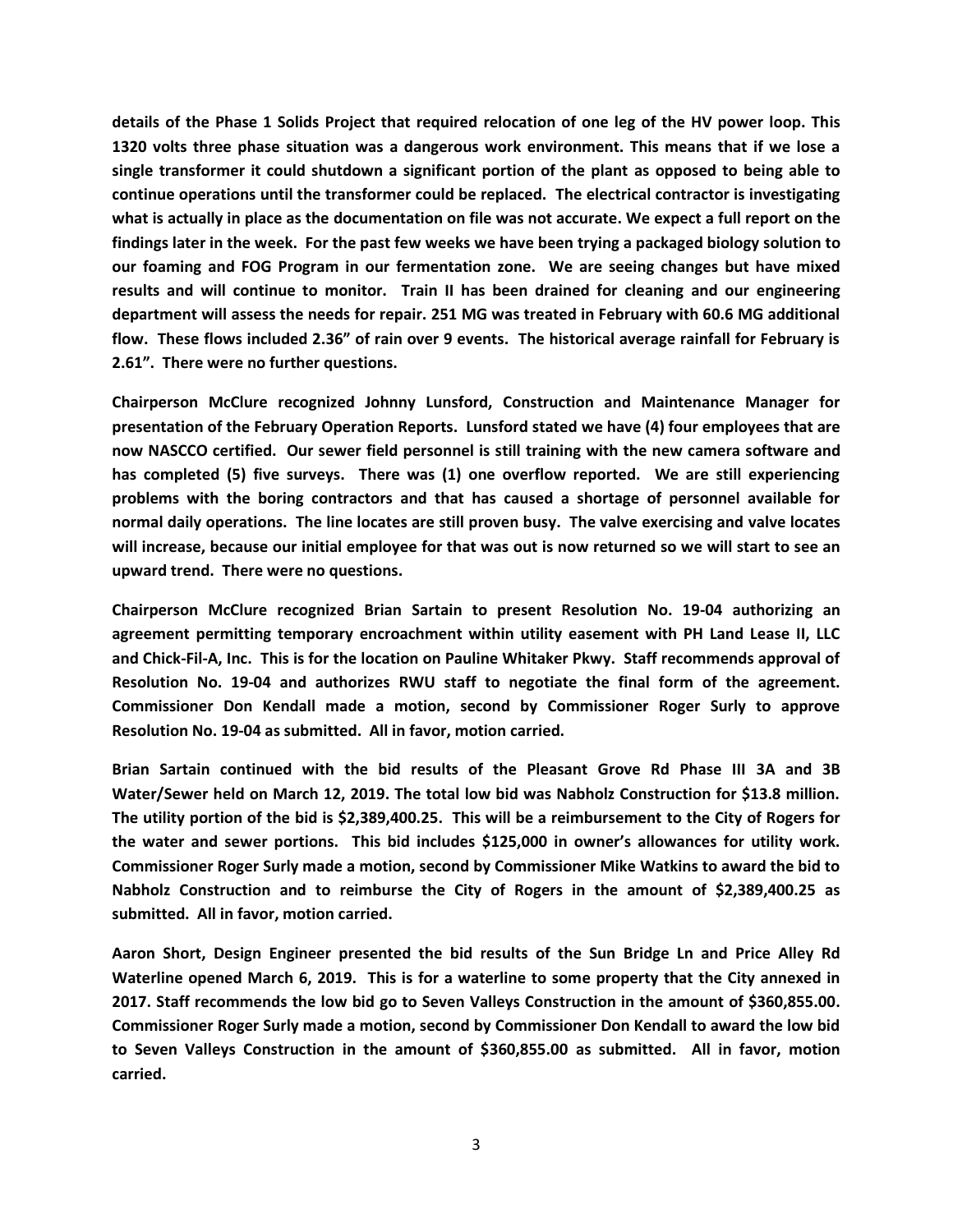**details of the Phase 1 Solids Project that required relocation of one leg of the HV power loop. This 1320 volts three phase situation was a dangerous work environment. This means that if we lose a single transformer it could shutdown a significant portion of the plant as opposed to being able to continue operations until the transformer could be replaced. The electrical contractor is investigating what is actually in place as the documentation on file was not accurate. We expect a full report on the findings later in the week. For the past few weeks we have been trying a packaged biology solution to our foaming and FOG Program in our fermentation zone. We are seeing changes but have mixed results and will continue to monitor. Train II has been drained for cleaning and our engineering department will assess the needs for repair. 251 MG was treated in February with 60.6 MG additional flow. These flows included 2.36" of rain over 9 events. The historical average rainfall for February is 2.61". There were no further questions.**

**Chairperson McClure recognized Johnny Lunsford, Construction and Maintenance Manager for presentation of the February Operation Reports. Lunsford stated we have (4) four employees that are now NASCCO certified. Our sewer field personnel is still training with the new camera software and has completed (5) five surveys. There was (1) one overflow reported. We are still experiencing problems with the boring contractors and that has caused a shortage of personnel available for normal daily operations. The line locates are still proven busy. The valve exercising and valve locates will increase, because our initial employee for that was out is now returned so we will start to see an upward trend. There were no questions.**

**Chairperson McClure recognized Brian Sartain to present Resolution No. 19-04 authorizing an agreement permitting temporary encroachment within utility easement with PH Land Lease II, LLC and Chick-Fil-A, Inc. This is for the location on Pauline Whitaker Pkwy. Staff recommends approval of Resolution No. 19-04 and authorizes RWU staff to negotiate the final form of the agreement. Commissioner Don Kendall made a motion, second by Commissioner Roger Surly to approve Resolution No. 19-04 as submitted. All in favor, motion carried.**

**Brian Sartain continued with the bid results of the Pleasant Grove Rd Phase III 3A and 3B Water/Sewer held on March 12, 2019. The total low bid was Nabholz Construction for $13.8 million. The utility portion of the bid is $2,389,400.25. This will be a reimbursement to the City of Rogers for the water and sewer portions. This bid includes $125,000 in owner's allowances for utility work. Commissioner Roger Surly made a motion, second by Commissioner Mike Watkins to award the bid to Nabholz Construction and to reimburse the City of Rogers in the amount of $2,389,400.25 as submitted. All in favor, motion carried.**

**Aaron Short, Design Engineer presented the bid results of the Sun Bridge Ln and Price Alley Rd Waterline opened March 6, 2019. This is for a waterline to some property that the City annexed in 2017. Staff recommends the low bid go to Seven Valleys Construction in the amount of $360,855.00. Commissioner Roger Surly made a motion, second by Commissioner Don Kendall to award the low bid to Seven Valleys Construction in the amount of $360,855.00 as submitted. All in favor, motion carried.**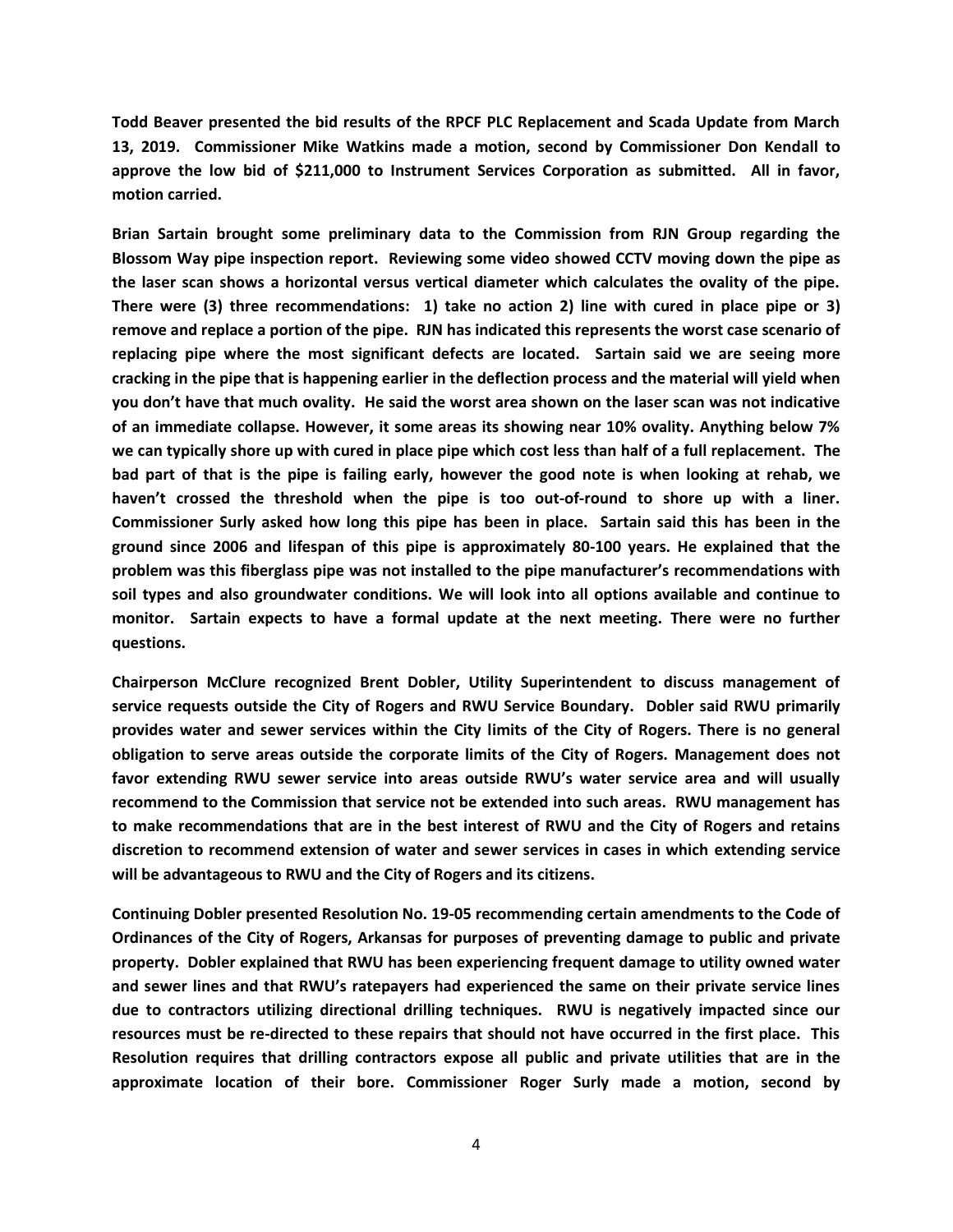**Todd Beaver presented the bid results of the RPCF PLC Replacement and Scada Update from March 13, 2019. Commissioner Mike Watkins made a motion, second by Commissioner Don Kendall to approve the low bid of $211,000 to Instrument Services Corporation as submitted. All in favor, motion carried.**

**Brian Sartain brought some preliminary data to the Commission from RJN Group regarding the Blossom Way pipe inspection report. Reviewing some video showed CCTV moving down the pipe as the laser scan shows a horizontal versus vertical diameter which calculates the ovality of the pipe. There were (3) three recommendations: 1) take no action 2) line with cured in place pipe or 3) remove and replace a portion of the pipe. RJN has indicated this represents the worst case scenario of replacing pipe where the most significant defects are located. Sartain said we are seeing more cracking in the pipe that is happening earlier in the deflection process and the material will yield when you don't have that much ovality. He said the worst area shown on the laser scan was not indicative of an immediate collapse. However, it some areas its showing near 10% ovality. Anything below 7% we can typically shore up with cured in place pipe which cost less than half of a full replacement. The bad part of that is the pipe is failing early, however the good note is when looking at rehab, we haven't crossed the threshold when the pipe is too out-of-round to shore up with a liner. Commissioner Surly asked how long this pipe has been in place. Sartain said this has been in the ground since 2006 and lifespan of this pipe is approximately 80-100 years. He explained that the problem was this fiberglass pipe was not installed to the pipe manufacturer's recommendations with soil types and also groundwater conditions. We will look into all options available and continue to monitor. Sartain expects to have a formal update at the next meeting. There were no further questions.**

**Chairperson McClure recognized Brent Dobler, Utility Superintendent to discuss management of service requests outside the City of Rogers and RWU Service Boundary. Dobler said RWU primarily provides water and sewer services within the City limits of the City of Rogers. There is no general obligation to serve areas outside the corporate limits of the City of Rogers. Management does not favor extending RWU sewer service into areas outside RWU's water service area and will usually recommend to the Commission that service not be extended into such areas. RWU management has to make recommendations that are in the best interest of RWU and the City of Rogers and retains discretion to recommend extension of water and sewer services in cases in which extending service will be advantageous to RWU and the City of Rogers and its citizens.**

**Continuing Dobler presented Resolution No. 19-05 recommending certain amendments to the Code of Ordinances of the City of Rogers, Arkansas for purposes of preventing damage to public and private property. Dobler explained that RWU has been experiencing frequent damage to utility owned water and sewer lines and that RWU's ratepayers had experienced the same on their private service lines due to contractors utilizing directional drilling techniques. RWU is negatively impacted since our resources must be re-directed to these repairs that should not have occurred in the first place. This Resolution requires that drilling contractors expose all public and private utilities that are in the approximate location of their bore. Commissioner Roger Surly made a motion, second by**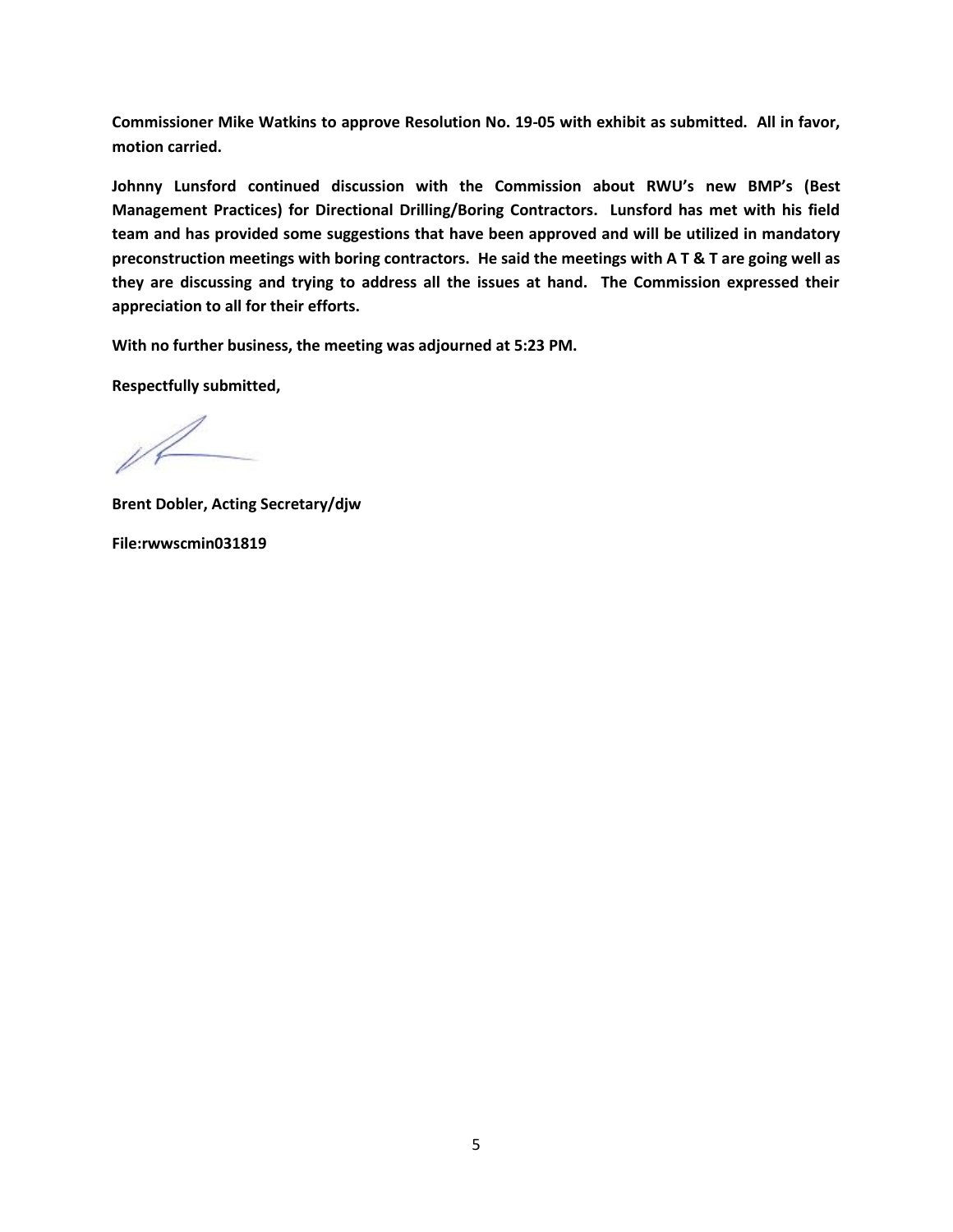**Commissioner Mike Watkins to approve Resolution No. 19-05 with exhibit as submitted. All in favor, motion carried.**

**Johnny Lunsford continued discussion with the Commission about RWU's new BMP's (Best Management Practices) for Directional Drilling/Boring Contractors. Lunsford has met with his field team and has provided some suggestions that have been approved and will be utilized in mandatory preconstruction meetings with boring contractors. He said the meetings with A T & T are going well as they are discussing and trying to address all the issues at hand. The Commission expressed their appreciation to all for their efforts.**

**With no further business, the meeting was adjourned at 5:23 PM.**

**Respectfully submitted,**

**Brent Dobler, Acting Secretary/djw**

**File:rwwscmin031819**